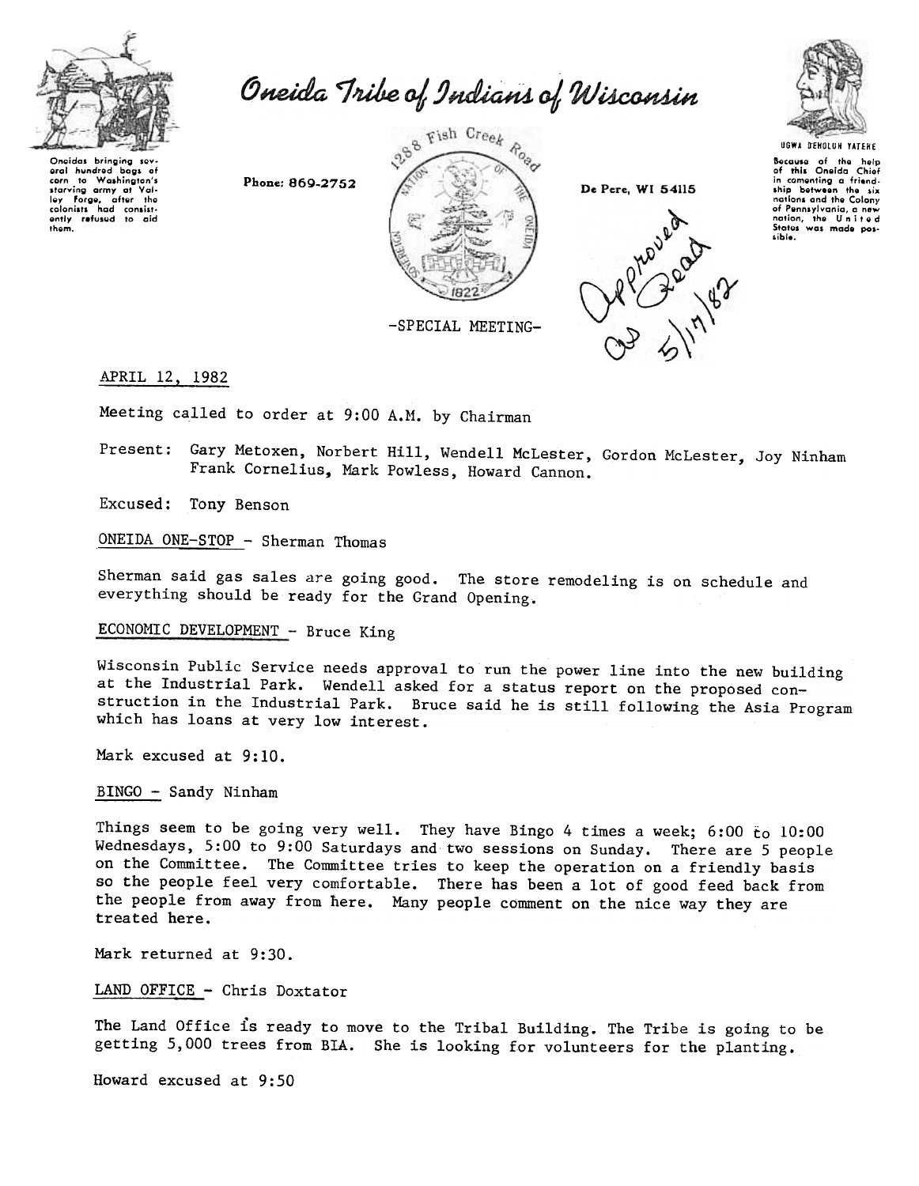Oneidas bringing several hundred bags of corn to Washington's starving army at Valley Forge, after the colonists had consistently refused to aid them.

# Oneida Tribe of Indians of Wisconsin

Phone: 869-2752

1288 Fish Creek Road

De Pere, WI 54115

UGWA DEHOLUH YATEHE

Because of the help of this Oneida Chief in cementing a friendship between the six nations and the Colony of Pennsylvania, a new nation, the United States was made possible.

-SPECIAL MEETING-

Approved as Read 5/17/82

APRIL 12, 1982

Meeting called to order at 9:00 A.M. by Chairman

Present: Gary Metoxen, Norbert Hill, Wendell McLester, Gordon McLester, Joy Ninham Frank Cornelius, Mark Powless, Howard Cannon.

Excused: Tony Benson

ONEIDA ONE-STOP - Sherman Thomas

Sherman said gas sales are going good. The store remodeling is on schedule and everything should be ready for the Grand Opening.

ECONOMIC DEVELOPMENT - Bruce King

Wisconsin Public Service needs approval to run the power line into the new building at the Industrial Park. Wendell asked for a status report on the proposed construction in the Industrial Park. Bruce said he is still following the Asia Program which has loans at very low interest.

Mark excused at 9:10.

BINGO - Sandy Ninham

Things seem to be going very well. They have Bingo 4 times a week; 6:00 to 10:00 Wednesdays, 5:00 to 9:00 Saturdays and two sessions on Sunday. There are 5 people on the Committee. The Committee tries to keep the operation on a friendly basis so the people feel very comfortable. There has been a lot of good feed back from the people from away from here. Many people comment on the nice way they are treated here.

Mark returned at 9:30.

LAND OFFICE - Chris Doxtator

The Land Office is ready to move to the Tribal Building. The Tribe is going to be getting 5,000 trees from BIA. She is looking for volunteers for the planting.

Howard excused at 9:50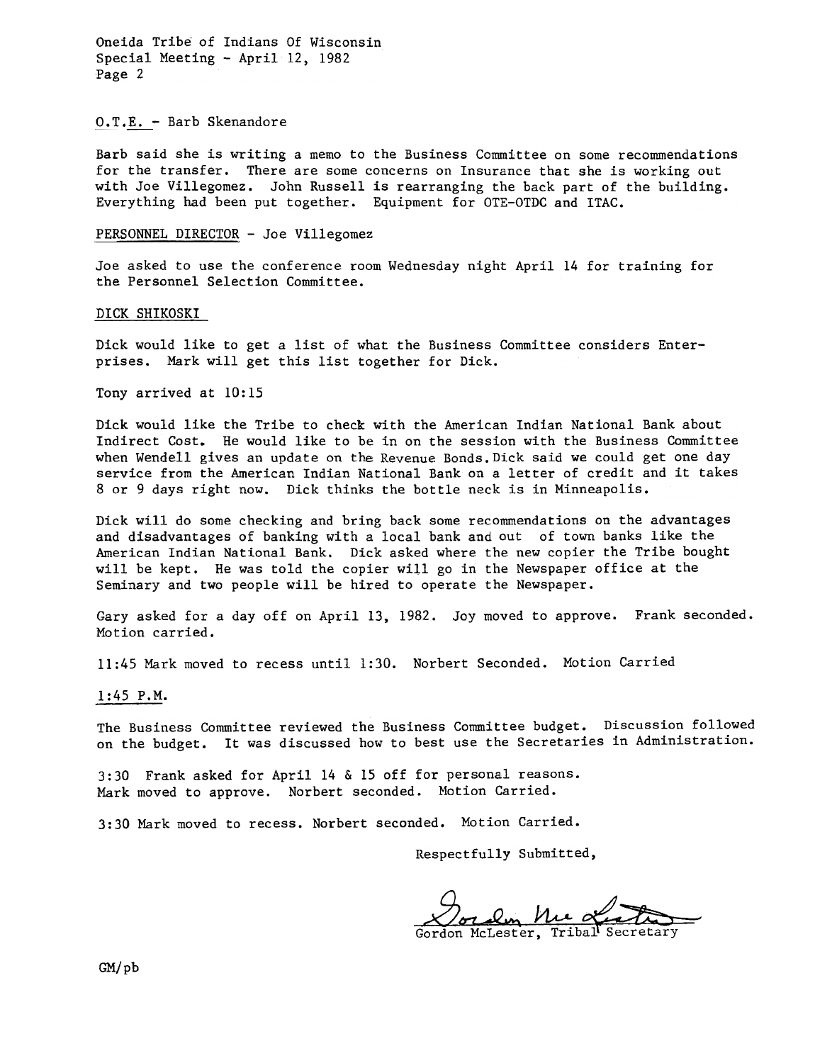O.T.E. - Barb Skenandore

Barb said she is writing a memo to the Business Committee on some recommendations for the transfer. There are some concerns on Insurance that she is working out with Joe Villegomez. John Russell is rearranging the back part of the building. Everything had been put together. Equipment for OTE-OTDC and ITAC.

PERSONNEL DIRECTOR - Joe Villegomez

Joe asked to use the conference room Wednesday night April 14 for training for the Personnel Selection Committee.

DICK SHIKOSKI

Dick would like to get a list of what the Business Committee considers Enterprises. Mark will get this list together for Dick.

Tony arrived at 10:15

Dick would like the Tribe to check with the American Indian National Bank about Indirect Cost. He would like to be in on the session with the Business Committee when Wendell gives an update on the Revenue Bonds. Dick said we could get one day service from the American Indian National Bank on a letter of credit and it takes 8 or 9 days right now. Dick thinks the bottle neck is in Minneapolis.

Dick will do some checking and bring back some recommendations on the advantages and disadvantages of banking with a local bank and out of town banks like the American Indian National Bank. Dick asked where the new copier the Tribe bought will be kept. He was told the copier will go in the Newspaper office at the Seminary and two people will be hired to operate the Newspaper.

Gary asked for a day off on April 13, 1982. Joy moved to approve. Frank seconded. Motion carried.

11:45 Mark moved to recess until 1:30. Norbert Seconded. Motion Carried

1:45 P.M.

The Business Committee reviewed the Business Committee budget. Discussion followed on the budget. It was discussed how to best use the Secretaries in Administration.

3:30 Frank asked for April 14 & 15 off for personal reasons. Mark moved to approve. Norbert seconded. Motion Carried.

3:30 Mark moved to recess. Norbert seconded. Motion Carried.

Respectfully Submitted,

Gordon McLester, Tribal Secretary

GM/pb